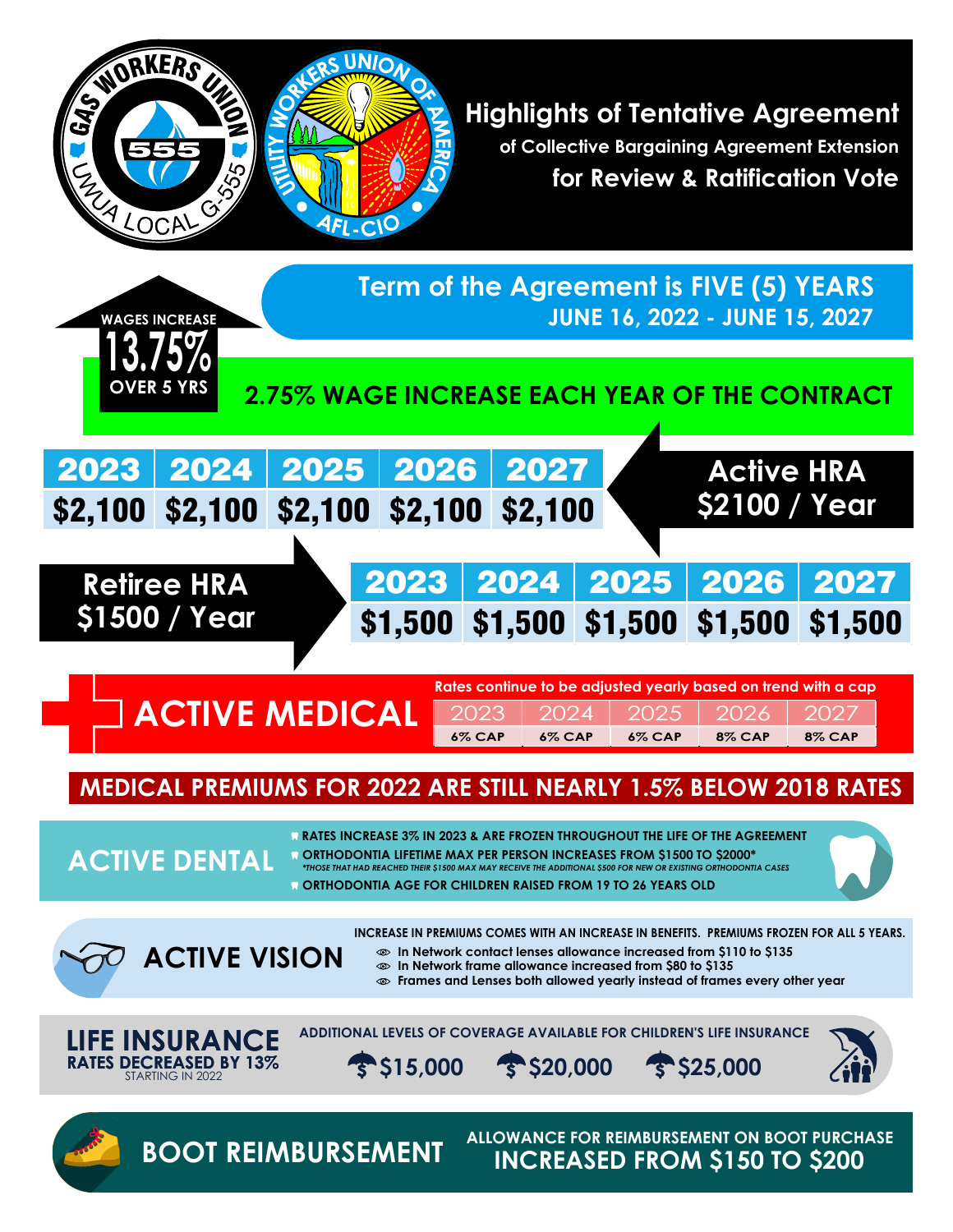# Highlights of Tentative Agreement

### of Collective Bargaining Agreement Extension

### for Review & Ratification Vote

GAS WORKERS UNION 555 UWUA LOCAL G-555

UTILITY WORKERS UNION OF AMERICA AFL-CIO

## Term of the Agreement is FIVE (5) YEARS

**JUNE 16, 2022 - JUNE 15, 2027**

**WAGES INCREASE 13.75% OVER 5 YRS**

**2.75% WAGE INCREASE EACH YEAR OF THE CONTRACT**

## Active HRA $2100 / Year

| 2023 | 2024 | 2025 | 2026 | 2027 |
|---|---|---|---|---|
| $2,100 | $2,100 | $2,100 | $2,100 | $2,100 |

## Retiree HRA $1500 / Year

| 2023 | 2024 | 2025 | 2026 | 2027 |
|---|---|---|---|---|
| $1,500 | $1,500 | $1,500 | $1,500 | $1,500 |

## ACTIVE MEDICAL

Rates continue to be adjusted yearly based on trend with a cap

| 2023 | 2024 | 2025 | 2026 | 2027 |
|---|---|---|---|---|
| 6% CAP | 6% CAP | 6% CAP | 8% CAP | 8% CAP |

**MEDICAL PREMIUMS FOR 2022 ARE STILL NEARLY 1.5% BELOW 2018 RATES**

## ACTIVE DENTAL

- RATES INCREASE 3% IN 2023 & ARE FROZEN THROUGHOUT THE LIFE OF THE AGREEMENT
- ORTHODONTIA LIFETIME MAX PER PERSON INCREASES FROM $1500 TO $2000*
  *THOSE THAT HAD REACHED THEIR $1500 MAX MAY RECEIVE THE ADDITIONAL $500 FOR NEW OR EXISTING ORTHODONTIA CASES*
- ORTHODONTIA AGE FOR CHILDREN RAISED FROM 19 TO 26 YEARS OLD

## ACTIVE VISION

INCREASE IN PREMIUMS COMES WITH AN INCREASE IN BENEFITS. PREMIUMS FROZEN FOR ALL 5 YEARS.

- In Network contact lenses allowance increased from $110 to $135
- In Network frame allowance increased from $80 to $135
- Frames and Lenses both allowed yearly instead of frames every other year

## LIFE INSURANCE

**RATES DECREASED BY 13%**
STARTING IN 2022

ADDITIONAL LEVELS OF COVERAGE AVAILABLE FOR CHILDREN'S LIFE INSURANCE

$15,000 $20,000 $25,000

## BOOT REIMBURSEMENT

ALLOWANCE FOR REIMBURSEMENT ON BOOT PURCHASE
**INCREASED FROM $150 TO $200**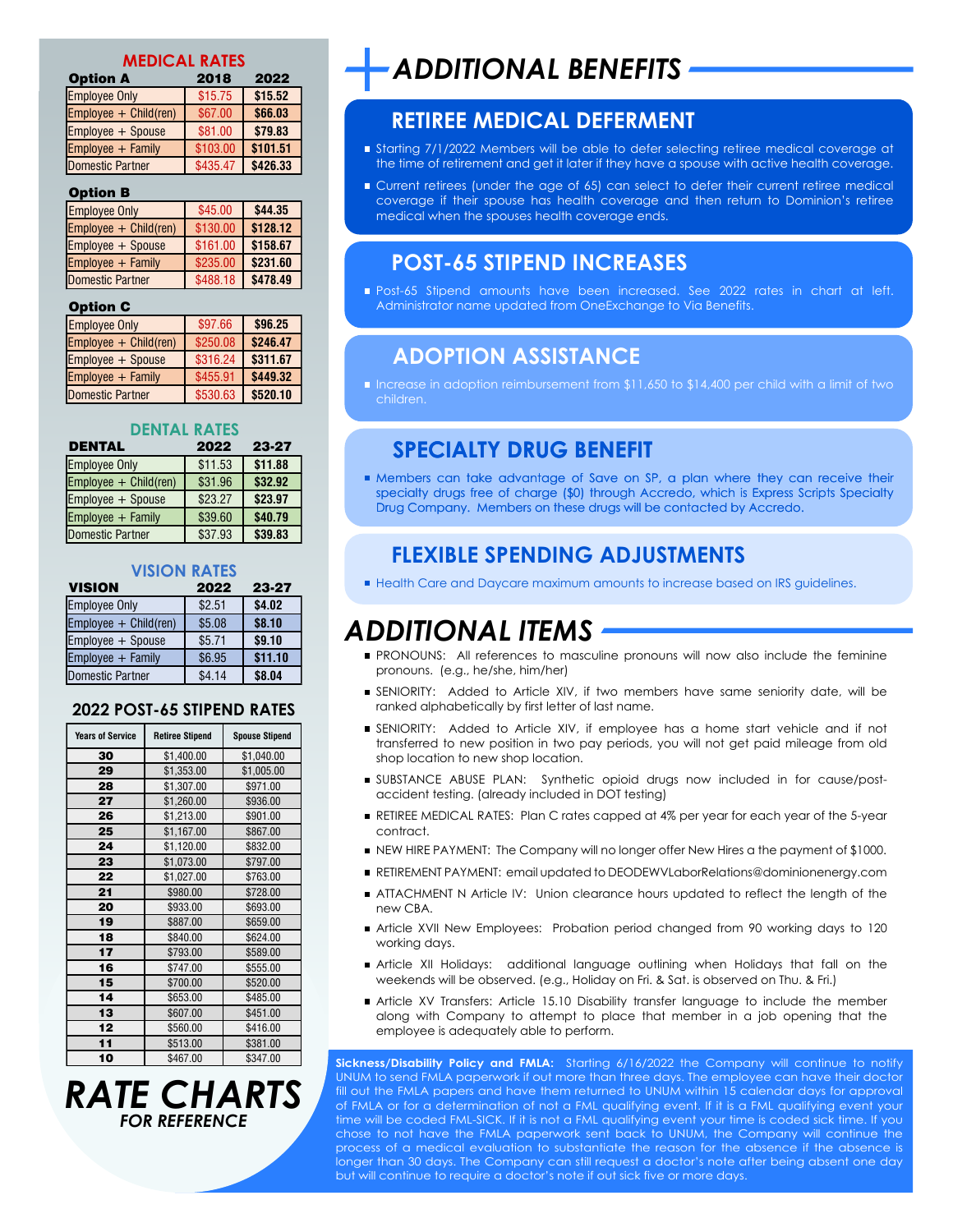## MEDICAL RATES

| Option A | 2018 | 2022 |
|---|---|---|
| Employee Only | $15.75 | $15.52 |
| Employee + Child(ren) | $67.00 | $66.03 |
| Employee + Spouse | $81.00 | $79.83 |
| Employee + Family | $103.00 | $101.51 |
| Domestic Partner | $435.47 | $426.33 |

| Option B | | |
|---|---|---|
| Employee Only | $45.00 | $44.35 |
| Employee + Child(ren) | $130.00 | $128.12 |
| Employee + Spouse | $161.00 | $158.67 |
| Employee + Family | $235.00 | $231.60 |
| Domestic Partner | $488.18 | $478.49 |

| Option C | | |
|---|---|---|
| Employee Only | $97.66 | $96.25 |
| Employee + Child(ren) | $250.08 | $246.47 |
| Employee + Spouse | $316.24 | $311.67 |
| Employee + Family | $455.91 | $449.32 |
| Domestic Partner | $530.63 | $520.10 |

## DENTAL RATES

| DENTAL | 2022 | 23-27 |
|---|---|---|
| Employee Only | $11.53 | $11.88 |
| Employee + Child(ren) | $31.96 | $32.92 |
| Employee + Spouse | $23.27 | $23.97 |
| Employee + Family | $39.60 | $40.79 |
| Domestic Partner | $37.93 | $39.83 |

## VISION RATES

| VISION | 2022 | 23-27 |
|---|---|---|
| Employee Only | $2.51 | $4.02 |
| Employee + Child(ren) | $5.08 | $8.10 |
| Employee + Spouse | $5.71 | $9.10 |
| Employee + Family | $6.95 | $11.10 |
| Domestic Partner | $4.14 | $8.04 |

## 2022 POST-65 STIPEND RATES

| Years of Service | Retiree Stipend | Spouse Stipend |
|---|---|---|
| 30 | $1,400.00 | $1,040.00 |
| 29 | $1,353.00 | $1,005.00 |
| 28 | $1,307.00 | $971.00 |
| 27 | $1,260.00 | $936.00 |
| 26 | $1,213.00 | $901.00 |
| 25 | $1,167.00 | $867.00 |
| 24 | $1,120.00 | $832.00 |
| 23 | $1,073.00 | $797.00 |
| 22 | $1,027.00 | $763.00 |
| 21 | $980.00 | $728.00 |
| 20 | $933.00 | $693.00 |
| 19 | $887.00 | $659.00 |
| 18 | $840.00 | $624.00 |
| 17 | $793.00 | $589.00 |
| 16 | $747.00 | $555.00 |
| 15 | $700.00 | $520.00 |
| 14 | $653.00 | $485.00 |
| 13 | $607.00 | $451.00 |
| 12 | $560.00 | $416.00 |
| 11 | $513.00 | $381.00 |
| 10 | $467.00 | $347.00 |

# RATE CHARTS
### FOR REFERENCE

# ADDITIONAL BENEFITS

## RETIREE MEDICAL DEFERMENT

- Starting 7/1/2022 Members will be able to defer selecting retiree medical coverage at the time of retirement and get it later if they have a spouse with active health coverage.
- Current retirees (under the age of 65) can select to defer their current retiree medical coverage if their spouse has health coverage and then return to Dominion's retiree medical when the spouses health coverage ends.

## POST-65 STIPEND INCREASES

- Post-65 Stipend amounts have been increased. See 2022 rates in chart at left. Administrator name updated from OneExchange to Via Benefits.

## ADOPTION ASSISTANCE

- Increase in adoption reimbursement from $11,650 to $14,400 per child with a limit of two children.

## SPECIALTY DRUG BENEFIT

- Members can take advantage of Save on SP, a plan where they can receive their specialty drugs free of charge ($0) through Accredo, which is Express Scripts Specialty Drug Company. Members on these drugs will be contacted by Accredo.

## FLEXIBLE SPENDING ADJUSTMENTS

- Health Care and Daycare maximum amounts to increase based on IRS guidelines.

# ADDITIONAL ITEMS

- PRONOUNS: All references to masculine pronouns will now also include the feminine pronouns. (e.g., he/she, him/her)
- SENIORITY: Added to Article XIV, if two members have same seniority date, will be ranked alphabetically by first letter of last name.
- SENIORITY: Added to Article XIV, if employee has a home start vehicle and if not transferred to new position in two pay periods, you will not get paid mileage from old shop location to new shop location.
- SUBSTANCE ABUSE PLAN: Synthetic opioid drugs now included in for cause/post-accident testing. (already included in DOT testing)
- RETIREE MEDICAL RATES: Plan C rates capped at 4% per year for each year of the 5-year contract.
- NEW HIRE PAYMENT: The Company will no longer offer New Hires a the payment of $1000.
- RETIREMENT PAYMENT: email updated to DEODEWVLaborRelations@dominionenergy.com
- ATTACHMENT N Article IV: Union clearance hours updated to reflect the length of the new CBA.
- Article XVII New Employees: Probation period changed from 90 working days to 120 working days.
- Article XII Holidays: additional language outlining when Holidays that fall on the weekends will be observed. (e.g., Holiday on Fri. & Sat. is observed on Thu. & Fri.)
- Article XV Transfers: Article 15.10 Disability transfer language to include the member along with Company to attempt to place that member in a job opening that the employee is adequately able to perform.

**Sickness/Disability Policy and FMLA:** Starting 6/16/2022 the Company will continue to notify UNUM to send FMLA paperwork if out more than three days. The employee can have their doctor fill out the FMLA papers and have them returned to UNUM within 15 calendar days for approval of FMLA or for a determination of not a FML qualifying event. If it is a FML qualifying event your time will be coded FML-SICK. If it is not a FML qualifying event your time is coded sick time. If you chose to not have the FMLA paperwork sent back to UNUM, the Company will continue the process of a medical evaluation to substantiate the reason for the absence if the absence is longer than 30 days. The Company can still request a doctor's note after being absent one day but will continue to require a doctor's note if out sick five or more days.